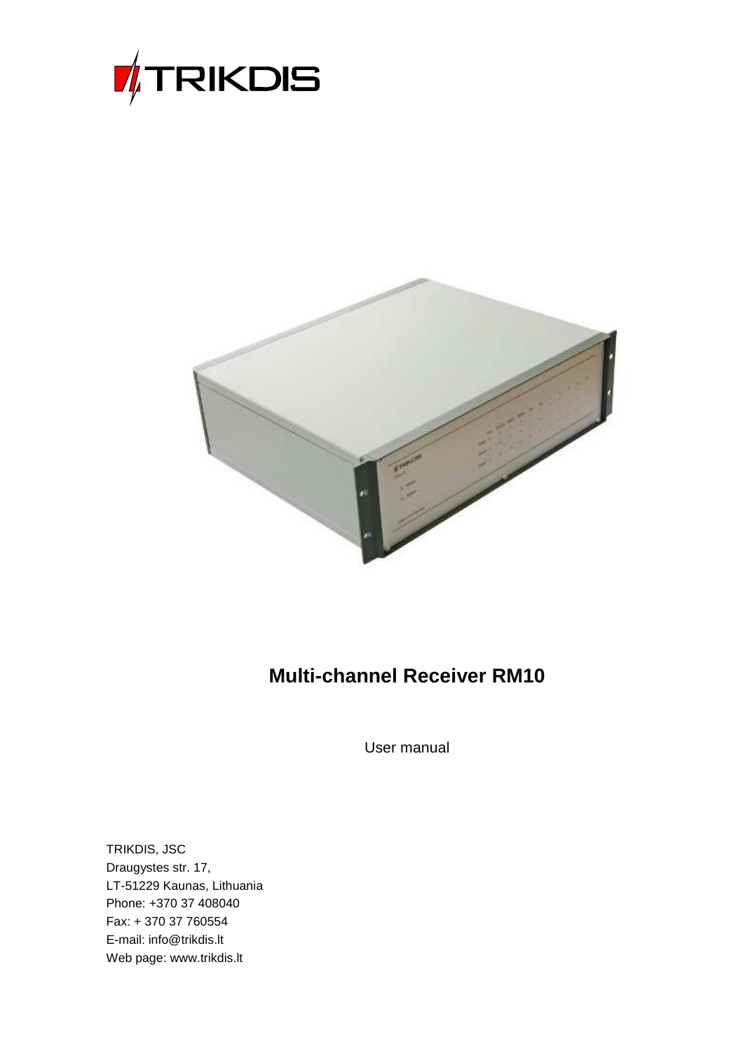TRIKDIS

# Multi-channel Receiver RM10

User manual

TRIKDIS, JSC
Draugystes str. 17,
LT-51229 Kaunas, Lithuania
Phone: +370 37 408040
Fax: + 370 37 760554
E-mail: info@trikdis.lt
Web page: www.trikdis.lt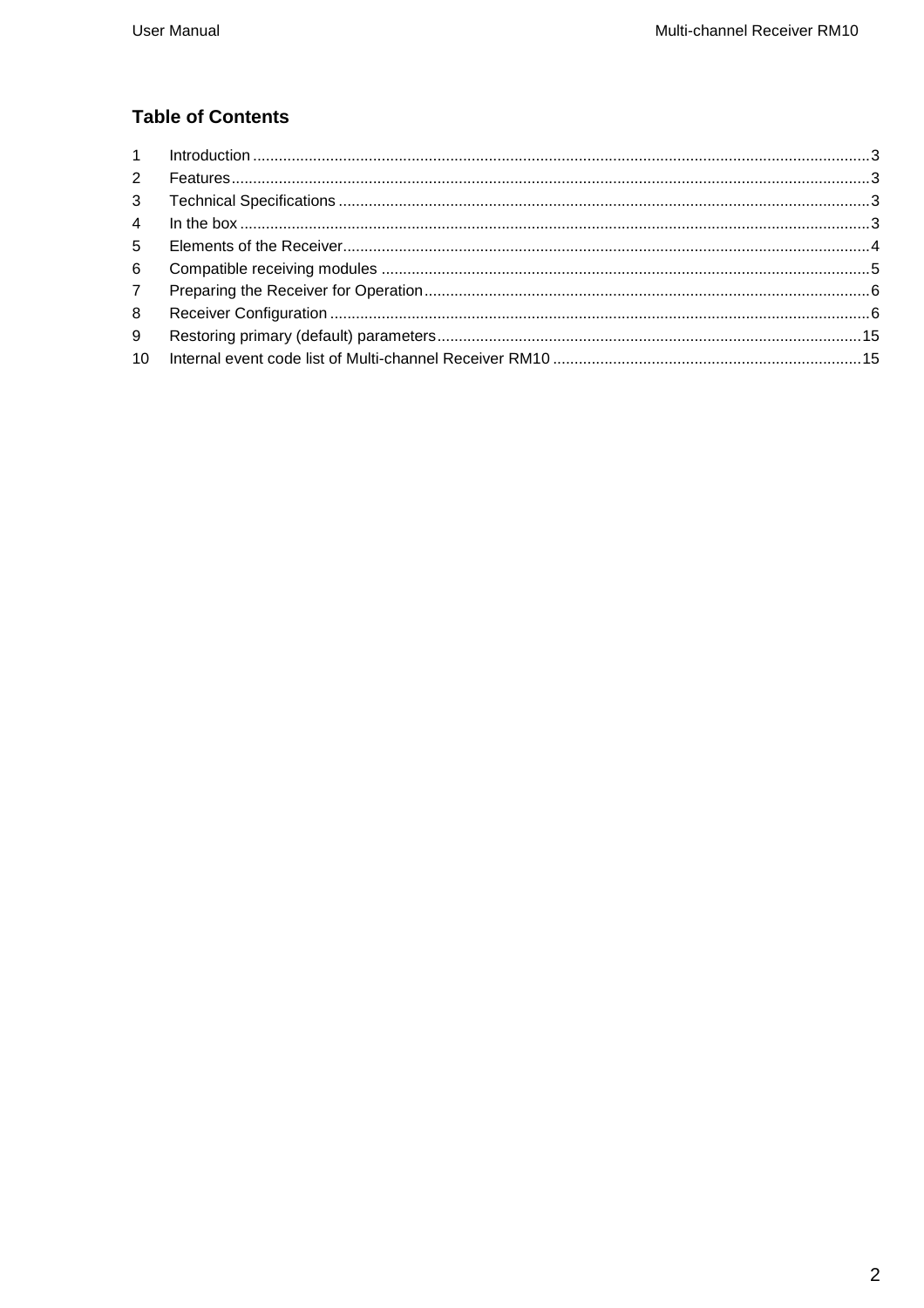## Table of Contents

| | | |
|---|---|---|
| 1 | Introduction | 3 |
| 2 | Features | 3 |
| 3 | Technical Specifications | 3 |
| 4 | In the box | 3 |
| 5 | Elements of the Receiver | 4 |
| 6 | Compatible receiving modules | 5 |
| 7 | Preparing the Receiver for Operation | 6 |
| 8 | Receiver Configuration | 6 |
| 9 | Restoring primary (default) parameters | 15 |
| 10 | Internal event code list of Multi-channel Receiver RM10 | 15 |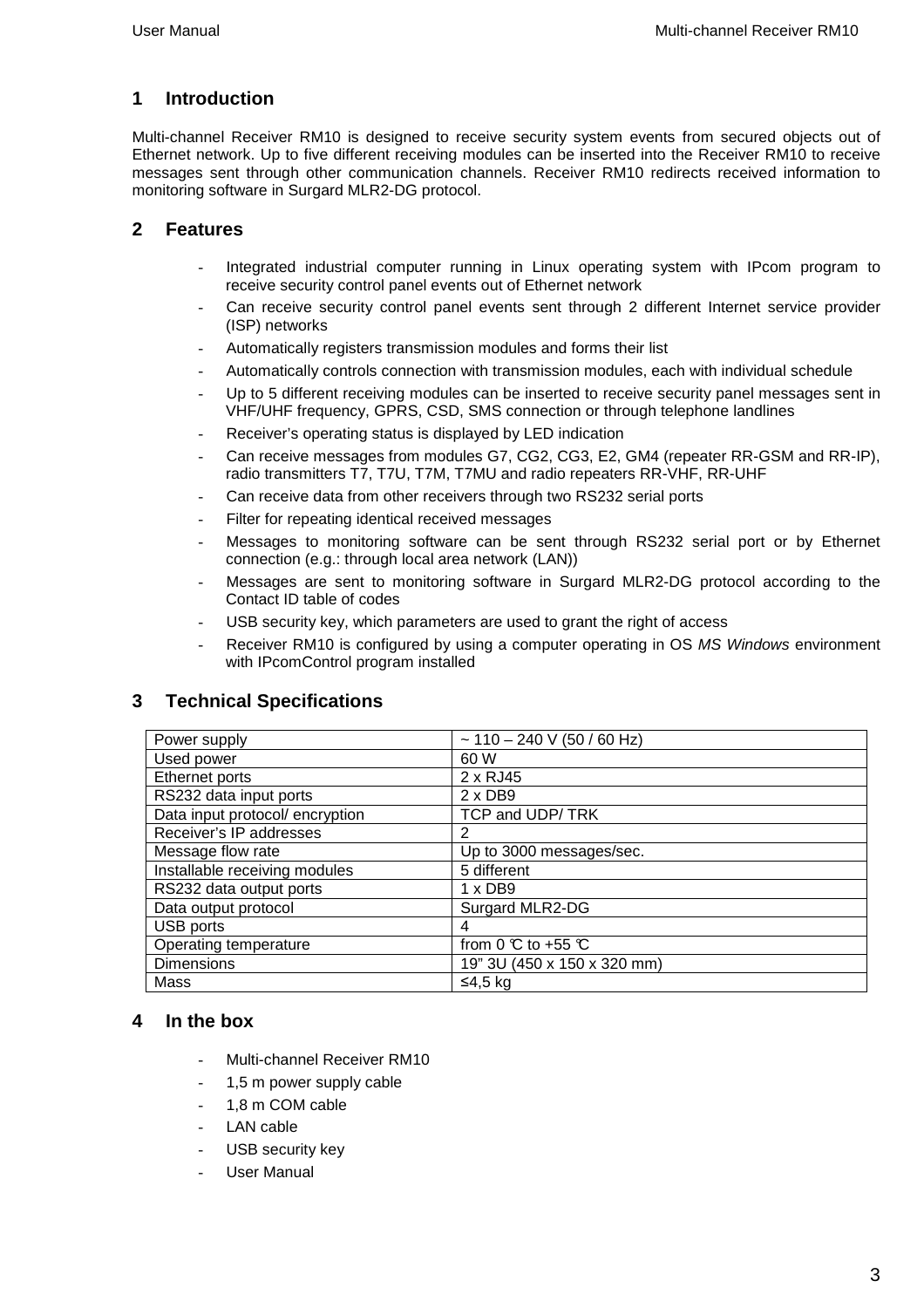## 1 Introduction

Multi-channel Receiver RM10 is designed to receive security system events from secured objects out of Ethernet network. Up to five different receiving modules can be inserted into the Receiver RM10 to receive messages sent through other communication channels. Receiver RM10 redirects received information to monitoring software in Surgard MLR2-DG protocol.

## 2 Features

- Integrated industrial computer running in Linux operating system with IPcom program to receive security control panel events out of Ethernet network
- Can receive security control panel events sent through 2 different Internet service provider (ISP) networks
- Automatically registers transmission modules and forms their list
- Automatically controls connection with transmission modules, each with individual schedule
- Up to 5 different receiving modules can be inserted to receive security panel messages sent in VHF/UHF frequency, GPRS, CSD, SMS connection or through telephone landlines
- Receiver's operating status is displayed by LED indication
- Can receive messages from modules G7, CG2, CG3, E2, GM4 (repeater RR-GSM and RR-IP), radio transmitters T7, T7U, T7M, T7MU and radio repeaters RR-VHF, RR-UHF
- Can receive data from other receivers through two RS232 serial ports
- Filter for repeating identical received messages
- Messages to monitoring software can be sent through RS232 serial port or by Ethernet connection (e.g.: through local area network (LAN))
- Messages are sent to monitoring software in Surgard MLR2-DG protocol according to the Contact ID table of codes
- USB security key, which parameters are used to grant the right of access
- Receiver RM10 is configured by using a computer operating in OS *MS Windows* environment with IPcomControl program installed

## 3 Technical Specifications

| Power supply | ~ 110 – 240 V (50 / 60 Hz) |
|---|---|
| Used power | 60 W |
| Ethernet ports | 2 x RJ45 |
| RS232 data input ports | 2 x DB9 |
| Data input protocol/ encryption | TCP and UDP/ TRK |
| Receiver's IP addresses | 2 |
| Message flow rate | Up to 3000 messages/sec. |
| Installable receiving modules | 5 different |
| RS232 data output ports | 1 x DB9 |
| Data output protocol | Surgard MLR2-DG |
| USB ports | 4 |
| Operating temperature | from 0 °C to +55 °C |
| Dimensions | 19" 3U (450 x 150 x 320 mm) |
| Mass | ≤4,5 kg |

## 4 In the box

- Multi-channel Receiver RM10
- 1,5 m power supply cable
- 1,8 m COM cable
- LAN cable
- USB security key
- User Manual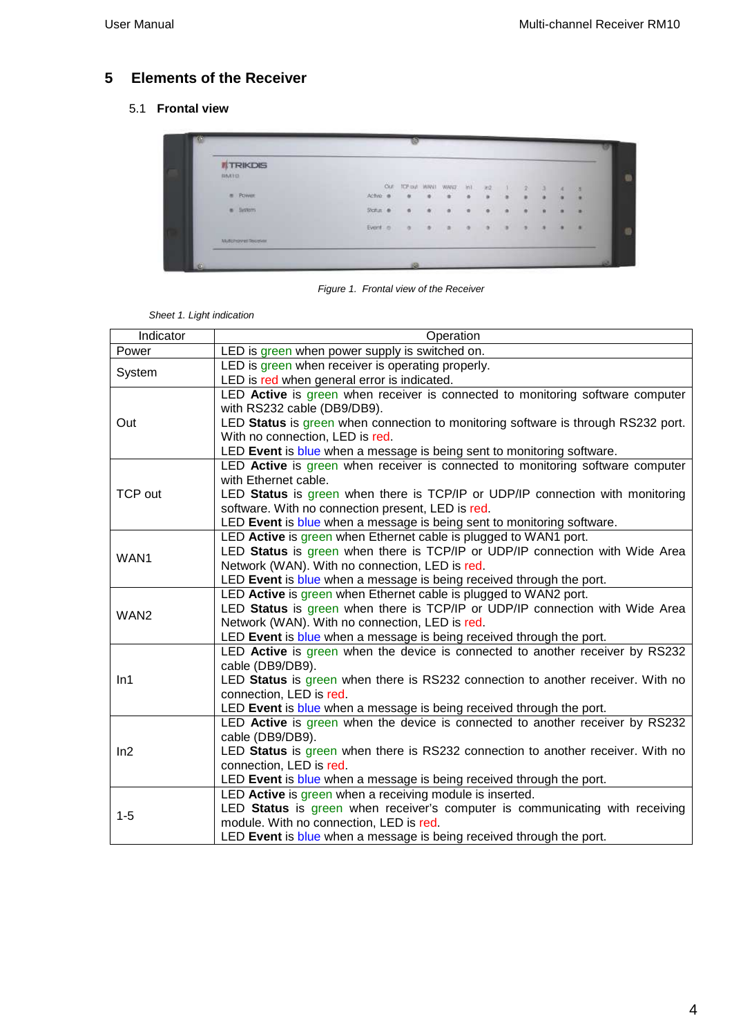# 5 Elements of the Receiver

## 5.1 Frontal view

*Figure 1. Frontal view of the Receiver*

*Sheet 1. Light indication*

| Indicator | Operation |
|---|---|
| Power | LED is green when power supply is switched on. |
| System | LED is green when receiver is operating properly.<br>LED is red when general error is indicated. |
| Out | LED **Active** is green when receiver is connected to monitoring software computer with RS232 cable (DB9/DB9).<br>LED **Status** is green when connection to monitoring software is through RS232 port. With no connection, LED is red.<br>LED **Event** is blue when a message is being sent to monitoring software. |
| TCP out | LED **Active** is green when receiver is connected to monitoring software computer with Ethernet cable.<br>LED **Status** is green when there is TCP/IP or UDP/IP connection with monitoring software. With no connection present, LED is red.<br>LED **Event** is blue when a message is being sent to monitoring software. |
| WAN1 | LED **Active** is green when Ethernet cable is pluged to WAN1 port.<br>LED **Status** is green when there is TCP/IP or UDP/IP connection with Wide Area Network (WAN). With no connection, LED is red.<br>LED **Event** is blue when a message is being received through the port. |
| WAN2 | LED **Active** is green when Ethernet cable is pluged to WAN2 port.<br>LED **Status** is green when there is TCP/IP or UDP/IP connection with Wide Area Network (WAN). With no connection, LED is red.<br>LED **Event** is blue when a message is being received through the port. |
| In1 | LED **Active** is green when the device is connected to another receiver by RS232 cable (DB9/DB9).<br>LED **Status** is green when there is RS232 connection to another receiver. With no connection, LED is red.<br>LED **Event** is blue when a message is being received through the port. |
| In2 | LED **Active** is green when the device is connected to another receiver by RS232 cable (DB9/DB9).<br>LED **Status** is green when there is RS232 connection to another receiver. With no connection, LED is red.<br>LED **Event** is blue when a message is being received through the port. |
| 1-5 | LED **Active** is green when a receiving module is inserted.<br>LED **Status** is green when receiver's computer is communicating with receiving module. With no connection, LED is red.<br>LED **Event** is blue when a message is being received through the port. |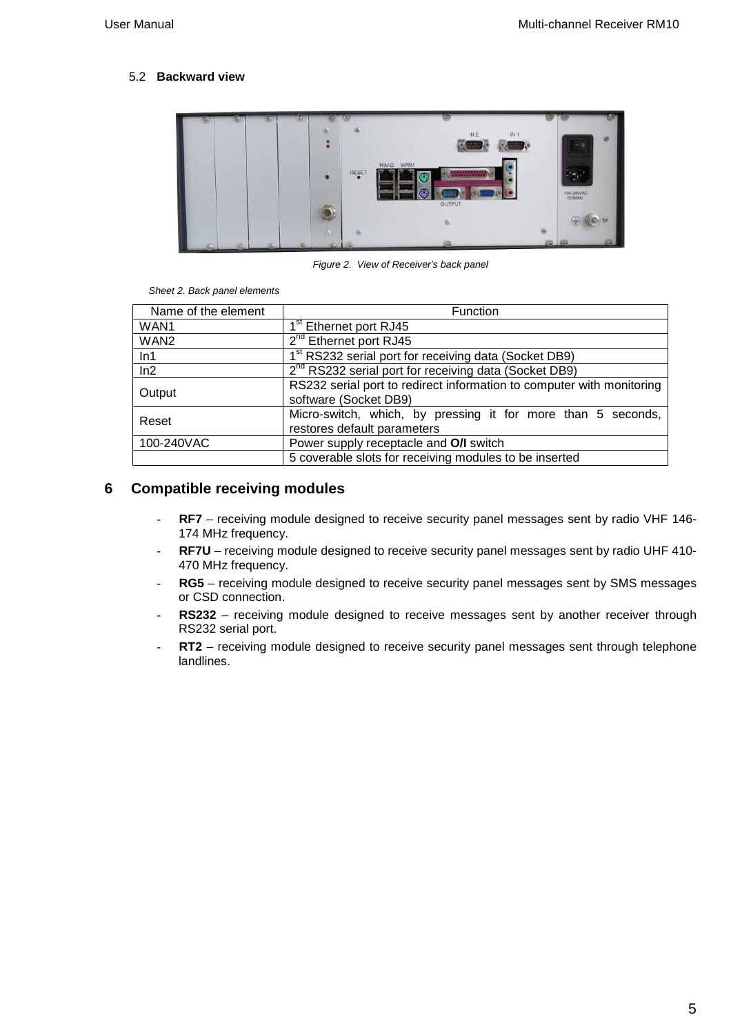## 5.2 Backward view

*Figure 2. View of Receiver's back panel*

*Sheet 2. Back panel elements*

| Name of the element | Function |
| --- | --- |
| WAN1 | 1st Ethernet port RJ45 |
| WAN2 | 2nd Ethernet port RJ45 |
| In1 | 1st RS232 serial port for receiving data (Socket DB9) |
| In2 | 2nd RS232 serial port for receiving data (Socket DB9) |
| Output | RS232 serial port to redirect information to computer with monitoring software (Socket DB9) |
| Reset | Micro-switch, which, by pressing it for more than 5 seconds, restores default parameters |
| 100-240VAC | Power supply receptacle and **O/I** switch |
| | 5 coverable slots for receiving modules to be inserted |

# 6 Compatible receiving modules

- **RF7** – receiving module designed to receive security panel messages sent by radio VHF 146-174 MHz frequency.
- **RF7U** – receiving module designed to receive security panel messages sent by radio UHF 410-470 MHz frequency.
- **RG5** – receiving module designed to receive security panel messages sent by SMS messages or CSD connection.
- **RS232** – receiving module designed to receive messages sent by another receiver through RS232 serial port.
- **RT2** – receiving module designed to receive security panel messages sent through telephone landlines.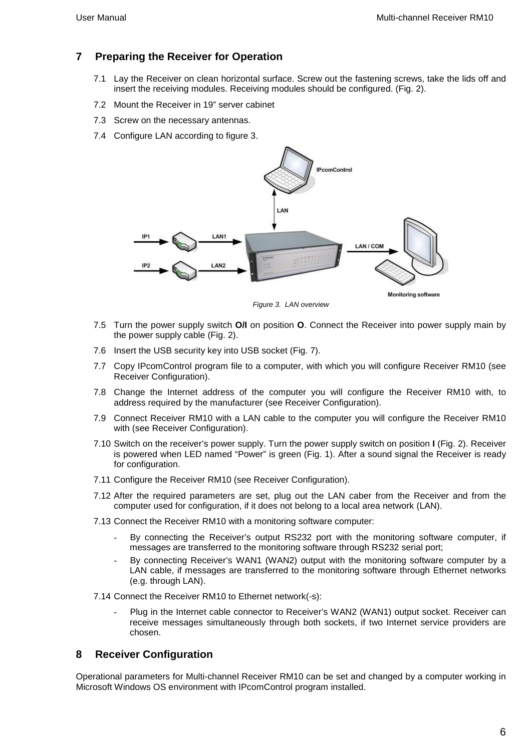## 7 Preparing the Receiver for Operation

7.1 Lay the Receiver on clean horizontal surface. Screw out the fastening screws, take the lids off and insert the receiving modules. Receiving modules should be configured. (Fig. 2).

7.2 Mount the Receiver in 19" server cabinet

7.3 Screw on the necessary antennas.

7.4 Configure LAN according to figure 3.

*Figure 3. LAN overview*

7.5 Turn the power supply switch **O/I** on position **O**. Connect the Receiver into power supply main by the power supply cable (Fig. 2).

7.6 Insert the USB security key into USB socket (Fig. 7).

7.7 Copy IPcomControl program file to a computer, with which you will configure Receiver RM10 (see Receiver Configuration).

7.8 Change the Internet address of the computer you will configure the Receiver RM10 with, to address required by the manufacturer (see Receiver Configuration).

7.9 Connect Receiver RM10 with a LAN cable to the computer you will configure the Receiver RM10 with (see Receiver Configuration).

7.10 Switch on the receiver's power supply. Turn the power supply switch on position **I** (Fig. 2). Receiver is powered when LED named "Power" is green (Fig. 1). After a sound signal the Receiver is ready for configuration.

7.11 Configure the Receiver RM10 (see Receiver Configuration).

7.12 After the required parameters are set, plug out the LAN caber from the Receiver and from the computer used for configuration, if it does not belong to a local area network (LAN).

7.13 Connect the Receiver RM10 with a monitoring software computer:

- By connecting the Receiver's output RS232 port with the monitoring software computer, if messages are transferred to the monitoring software through RS232 serial port;
- By connecting Receiver's WAN1 (WAN2) output with the monitoring software computer by a LAN cable, if messages are transferred to the monitoring software through Ethernet networks (e.g. through LAN).

7.14 Connect the Receiver RM10 to Ethernet network(-s):

- Plug in the Internet cable connector to Receiver's WAN2 (WAN1) output socket. Receiver can receive messages simultaneously through both sockets, if two Internet service providers are chosen.

## 8 Receiver Configuration

Operational parameters for Multi-channel Receiver RM10 can be set and changed by a computer working in Microsoft Windows OS environment with IPcomControl program installed.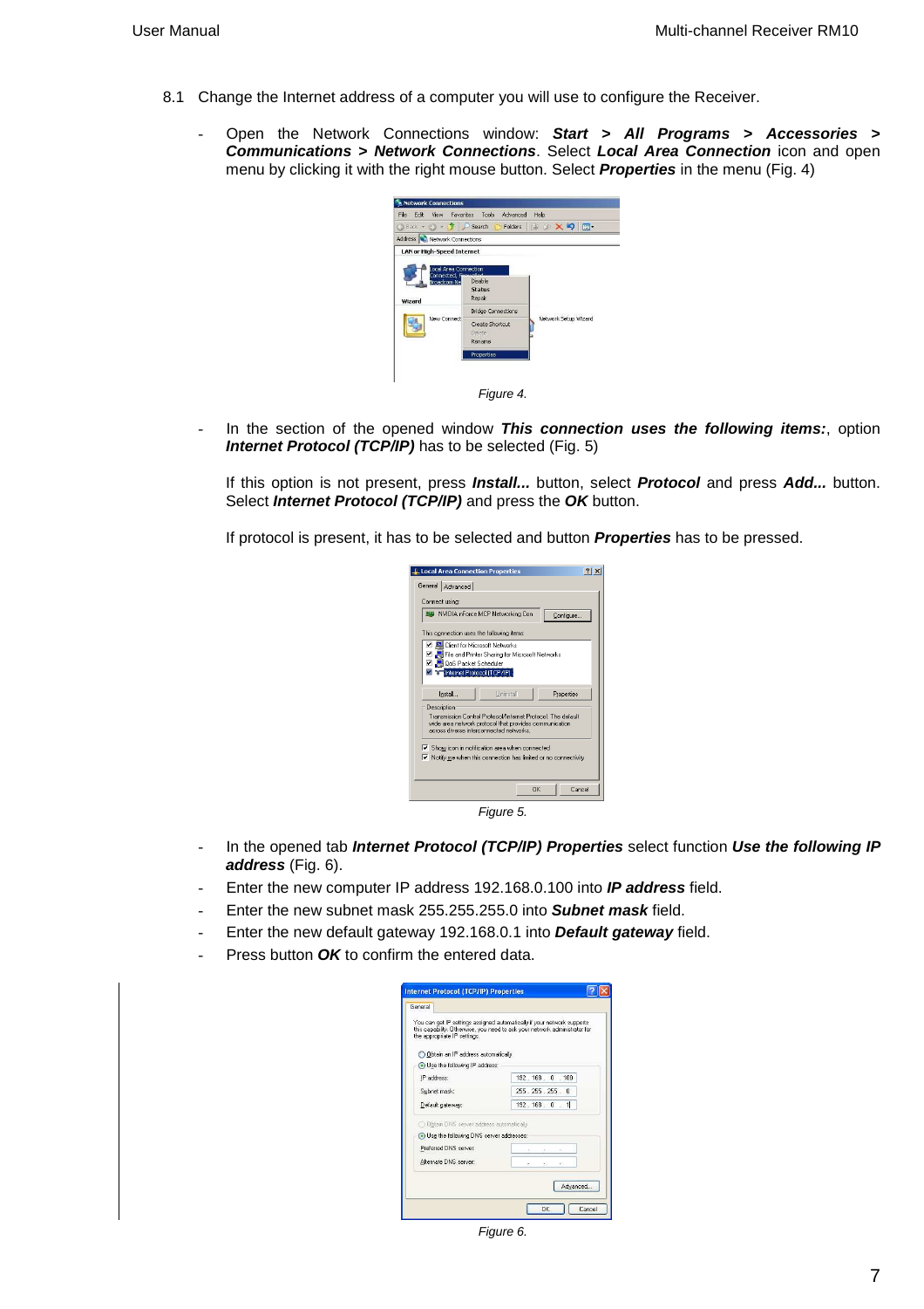8.1 Change the Internet address of a computer you will use to configure the Receiver.

- Open the Network Connections window: ***Start > All Programs > Accessories > Communications > Network Connections***. Select ***Local Area Connection*** icon and open menu by clicking it with the right mouse button. Select ***Properties*** in the menu (Fig. 4)

*Figure 4.*

- In the section of the opened window ***This connection uses the following items:***, option ***Internet Protocol (TCP/IP)*** has to be selected (Fig. 5)

  If this option is not present, press ***Install...*** button, select ***Protocol*** and press ***Add...*** button. Select ***Internet Protocol (TCP/IP)*** and press the ***OK*** button.

  If protocol is present, it has to be selected and button ***Properties*** has to be pressed.

*Figure 5.*

- In the opened tab ***Internet Protocol (TCP/IP) Properties*** select function ***Use the following IP address*** (Fig. 6).
- Enter the new computer IP address 192.168.0.100 into ***IP address*** field.
- Enter the new subnet mask 255.255.255.0 into ***Subnet mask*** field.
- Enter the new default gateway 192.168.0.1 into ***Default gateway*** field.
- Press button ***OK*** to confirm the entered data.

*Figure 6.*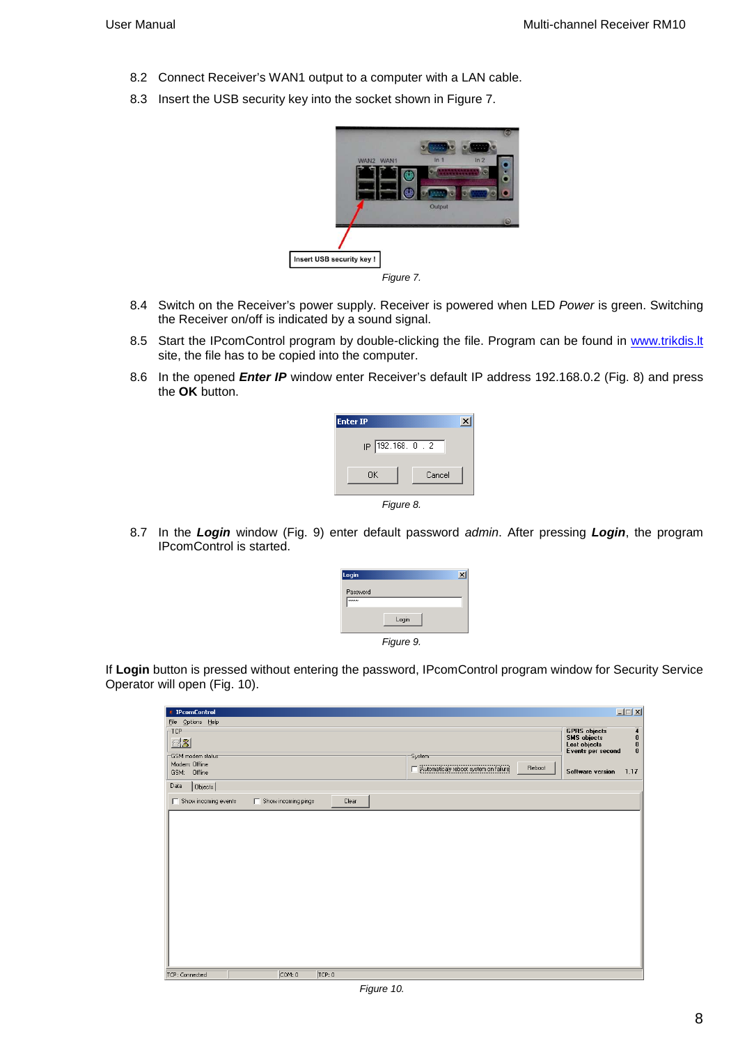8.2 Connect Receiver's WAN1 output to a computer with a LAN cable.

8.3 Insert the USB security key into the socket shown in Figure 7.

*Figure 7.*

8.4 Switch on the Receiver's power supply. Receiver is powered when LED *Power* is green. Switching the Receiver on/off is indicated by a sound signal.

8.5 Start the IPcomControl program by double-clicking the file. Program can be found in www.trikdis.lt site, the file has to be copied into the computer.

8.6 In the opened ***Enter IP*** window enter Receiver's default IP address 192.168.0.2 (Fig. 8) and press the **OK** button.

*Figure 8.*

8.7 In the ***Login*** window (Fig. 9) enter default password *admin*. After pressing ***Login***, the program IPcomControl is started.

*Figure 9.*

If **Login** button is pressed without entering the password, IPcomControl program window for Security Service Operator will open (Fig. 10).

*Figure 10.*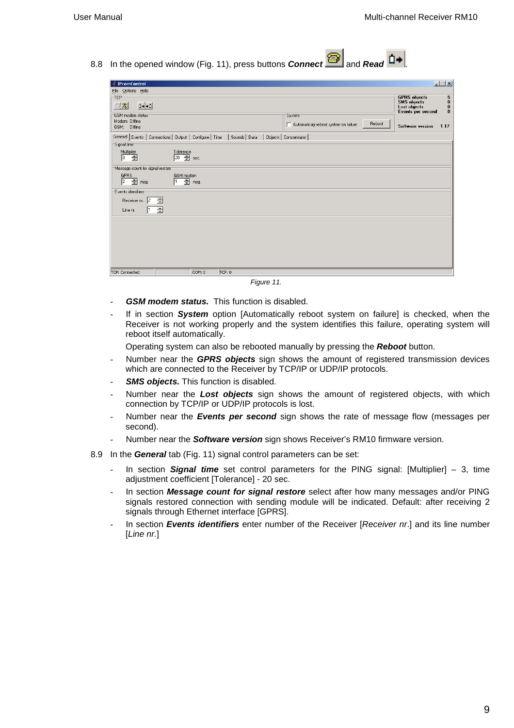8.8 In the opened window (Fig. 11), press buttons ***Connect*** and ***Read*** .

*Figure 11.*

- ***GSM modem status.*** This function is disabled.
- If in section ***System*** option [Automatically reboot system on failure] is checked, when the Receiver is not working properly and the system identifies this failure, operating system will reboot itself automatically.

  Operating system can also be rebooted manually by pressing the ***Reboot*** button.
- Number near the ***GPRS objects*** sign shows the amount of registered transmission devices which are connected to the Receiver by TCP/IP or UDP/IP protocols.
- ***SMS objects.*** This function is disabled.
- Number near the ***Lost objects*** sign shows the amount of registered objects, with which connection by TCP/IP or UDP/IP protocols is lost.
- Number near the ***Events per second*** sign shows the rate of message flow (messages per second).
- Number near the ***Software version*** sign shows Receiver's RM10 firmware version.

8.9 In the ***General*** tab (Fig. 11) signal control parameters can be set:

- In section ***Signal time*** set control parameters for the PING signal: [Multiplier] – 3, time adjustment coefficient [Tolerance] - 20 sec.
- In section ***Message count for signal restore*** select after how many messages and/or PING signals restored connection with sending module will be indicated. Default: after receiving 2 signals through Ethernet interface [GPRS].
- In section ***Events identifiers*** enter number of the Receiver [*Receiver nr*.] and its line number [*Line nr.*]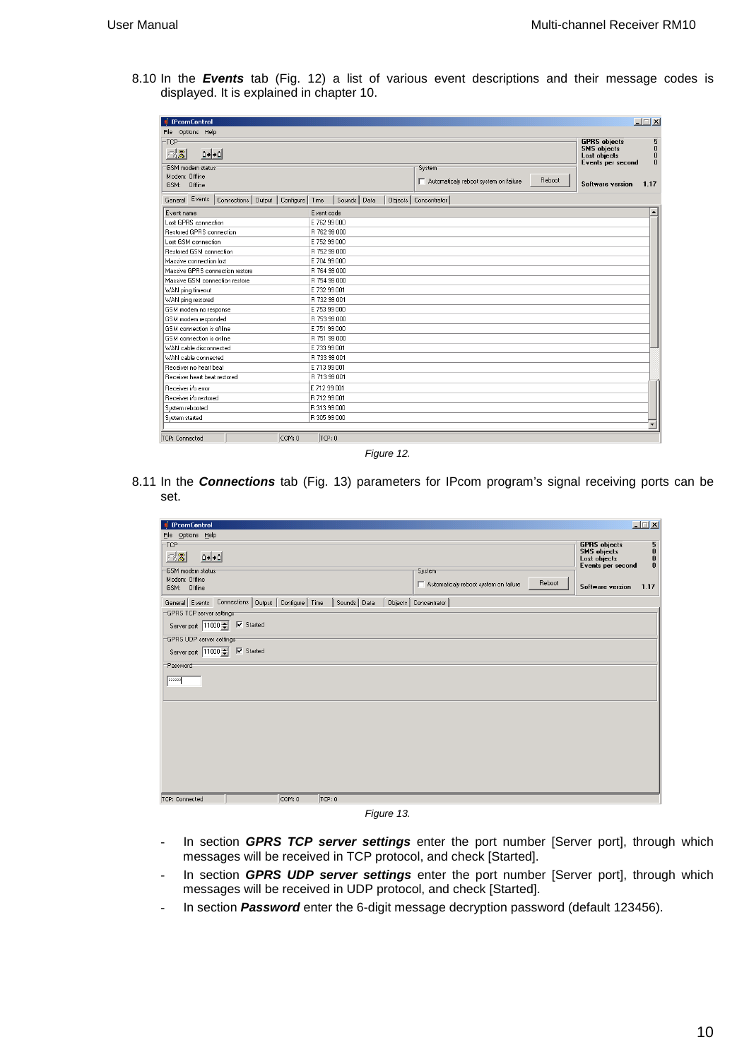8.10 In the ***Events*** tab (Fig. 12) a list of various event descriptions and their message codes is displayed. It is explained in chapter 10.

Figure 12.

8.11 In the ***Connections*** tab (Fig. 13) parameters for IPcom program's signal receiving ports can be set.

Figure 13.

- In section ***GPRS TCP server settings*** enter the port number [Server port], through which messages will be received in TCP protocol, and check [Started].
- In section ***GPRS UDP server settings*** enter the port number [Server port], through which messages will be received in UDP protocol, and check [Started].
- In section ***Password*** enter the 6-digit message decryption password (default 123456).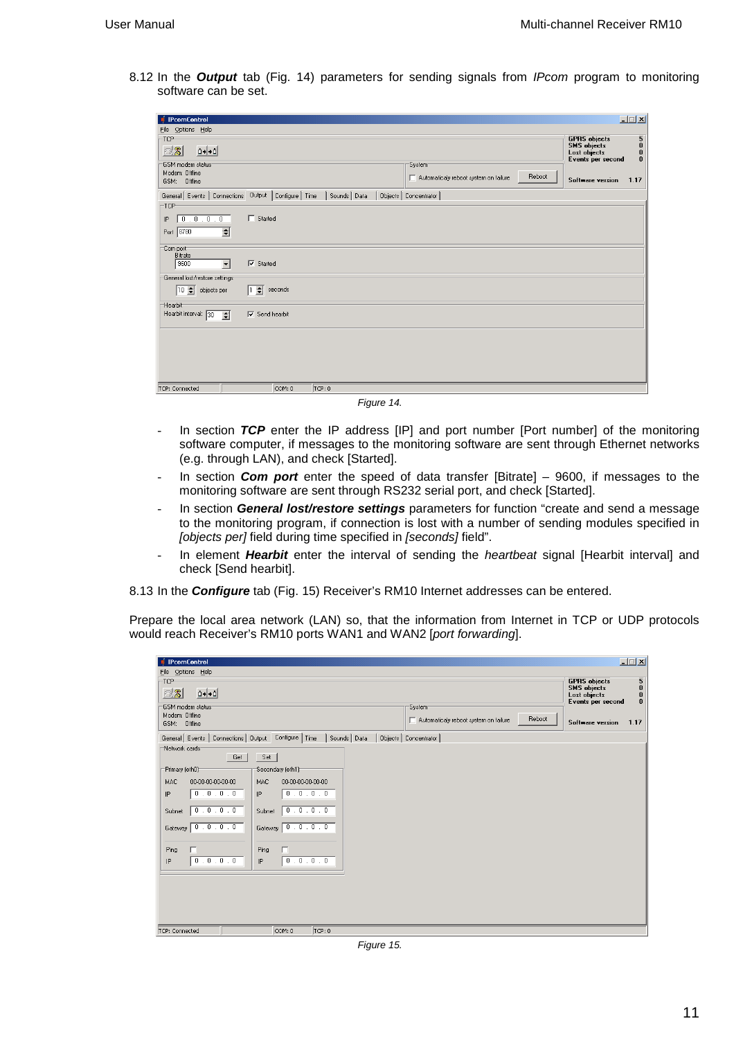8.12 In the ***Output*** tab (Fig. 14) parameters for sending signals from *IPcom* program to monitoring software can be set.

*Figure 14.*

- In section ***TCP*** enter the IP address [IP] and port number [Port number] of the monitoring software computer, if messages to the monitoring software are sent through Ethernet networks (e.g. through LAN), and check [Started].
- In section ***Com port*** enter the speed of data transfer [Bitrate] – 9600, if messages to the monitoring software are sent through RS232 serial port, and check [Started].
- In section ***General lost/restore settings*** parameters for function "create and send a message to the monitoring program, if connection is lost with a number of sending modules specified in *[objects per]* field during time specified in *[seconds]* field".
- In element ***Hearbit*** enter the interval of sending the *heartbeat* signal [Hearbit interval] and check [Send hearbit].

8.13 In the ***Configure*** tab (Fig. 15) Receiver's RM10 Internet addresses can be entered.

Prepare the local area network (LAN) so, that the information from Internet in TCP or UDP protocols would reach Receiver's RM10 ports WAN1 and WAN2 [*port forwarding*].

*Figure 15.*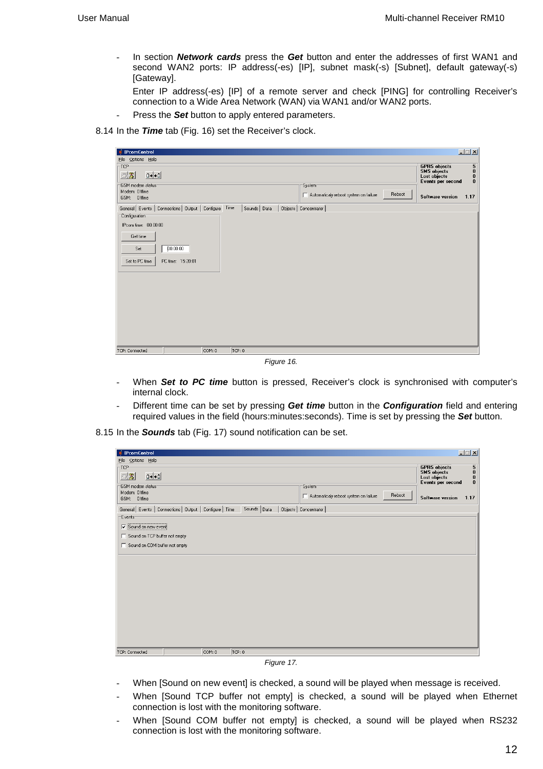- In section ***Network cards*** press the ***Get*** button and enter the addresses of first WAN1 and second WAN2 ports: IP address(-es) [IP], subnet mask(-s) [Subnet], default gateway(-s) [Gateway].

  Enter IP address(-es) [IP] of a remote server and check [PING] for controlling Receiver's connection to a Wide Area Network (WAN) via WAN1 and/or WAN2 ports.
- Press the ***Set*** button to apply entered parameters.

8.14 In the ***Time*** tab (Fig. 16) set the Receiver's clock.

*Figure 16.*

- When ***Set to PC time*** button is pressed, Receiver's clock is synchronised with computer's internal clock.
- Different time can be set by pressing ***Get time*** button in the ***Configuration*** field and entering required values in the field (hours:minutes:seconds). Time is set by pressing the ***Set*** button.

8.15 In the ***Sounds*** tab (Fig. 17) sound notification can be set.

*Figure 17.*

- When [Sound on new event] is checked, a sound will be played when message is received.
- When [Sound TCP buffer not empty] is checked, a sound will be played when Ethernet connection is lost with the monitoring software.
- When [Sound COM buffer not empty] is checked, a sound will be played when RS232 connection is lost with the monitoring software.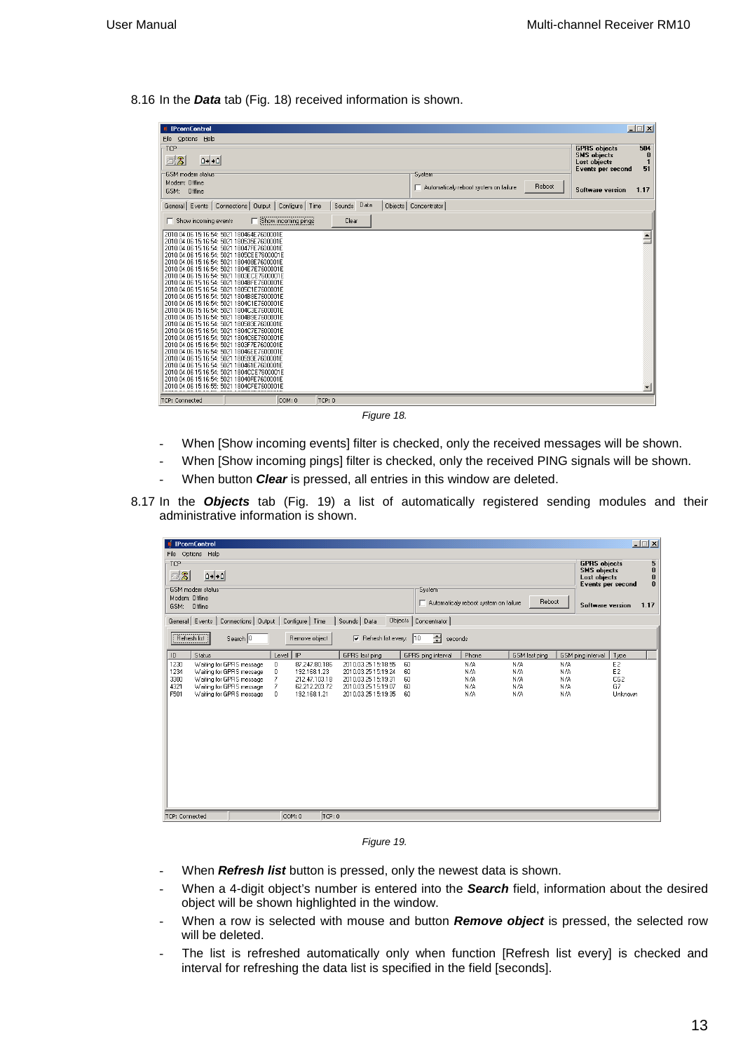8.16 In the ***Data*** tab (Fig. 18) received information is shown.

*Figure 18.*

- When [Show incoming events] filter is checked, only the received messages will be shown.
- When [Show incoming pings] filter is checked, only the received PING signals will be shown.
- When button ***Clear*** is pressed, all entries in this window are deleted.

8.17 In the ***Objects*** tab (Fig. 19) a list of automatically registered sending modules and their administrative information is shown.

*Figure 19.*

- When ***Refresh list*** button is pressed, only the newest data is shown.
- When a 4-digit object's number is entered into the ***Search*** field, information about the desired object will be shown highlighted in the window.
- When a row is selected with mouse and button ***Remove object*** is pressed, the selected row will be deleted.
- The list is refreshed automatically only when function [Refresh list every] is checked and interval for refreshing the data list is specified in the field [seconds].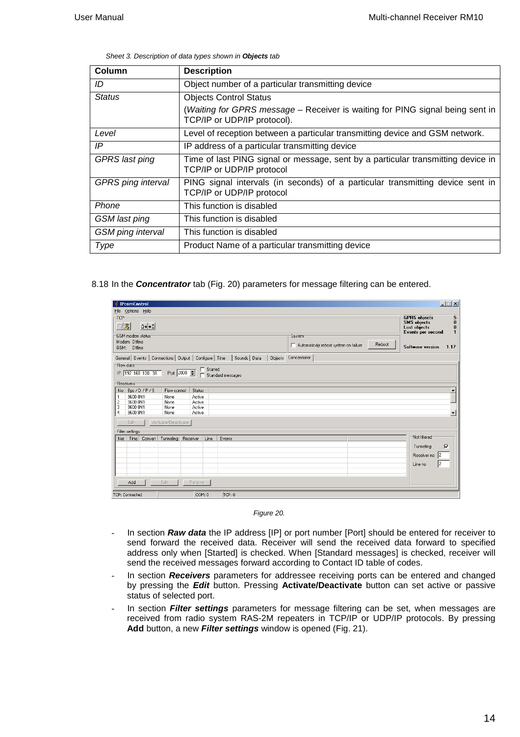*Sheet 3. Description of data types shown in **Objects** tab*

| Column | Description |
| --- | --- |
| *ID* | Object number of a particular transmitting device |
| *Status* | Objects Control Status<br>(*Waiting for GPRS message* – Receiver is waiting for PING signal being sent in TCP/IP or UDP/IP protocol). |
| *Level* | Level of reception between a particular transmitting device and GSM network. |
| *IP* | IP address of a particular transmitting device |
| *GPRS last ping* | Time of last PING signal or message, sent by a particular transmitting device in TCP/IP or UDP/IP protocol |
| *GPRS ping interval* | PING signal intervals (in seconds) of a particular transmitting device sent in TCP/IP or UDP/IP protocol |
| *Phone* | This function is disabled |
| *GSM last ping* | This function is disabled |
| *GSM ping interval* | This function is disabled |
| *Type* | Product Name of a particular transmitting device |

8.18 In the ***Concentrator*** tab (Fig. 20) parameters for message filtering can be entered.

Figure 20.

- In section ***Raw data*** the IP address [IP] or port number [Port] should be entered for receiver to send forward the received data. Receiver will send the received data forward to specified address only when [Started] is checked. When [Standard messages] is checked, receiver will send the received messages forward according to Contact ID table of codes.
- In section ***Receivers*** parameters for addressee receiving ports can be entered and changed by pressing the ***Edit*** button. Pressing **Activate/Deactivate** button can set active or passive status of selected port.
- In section ***Filter settings*** parameters for message filtering can be set, when messages are received from radio system RAS-2M repeaters in TCP/IP or UDP/IP protocols. By pressing **Add** button, a new ***Filter settings*** window is opened (Fig. 21).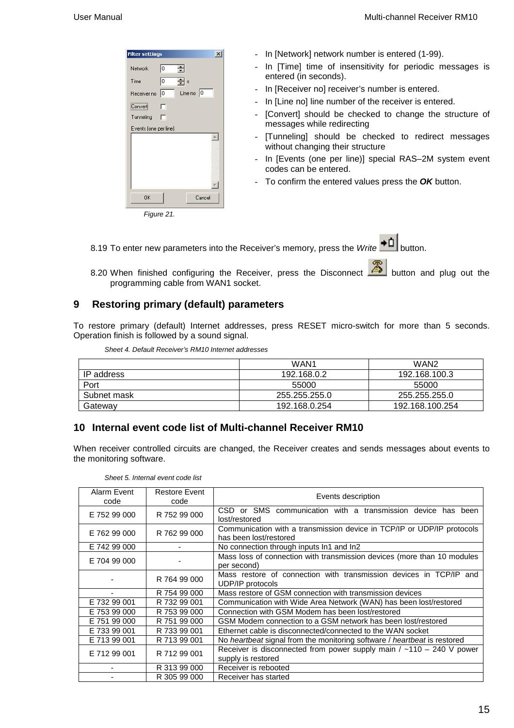Figure 21.

- In [Network] network number is entered (1-99).
- In [Time] time of insensitivity for periodic messages is entered (in seconds).
- In [Receiver no] receiver's number is entered.
- In [Line no] line number of the receiver is entered.
- [Convert] should be checked to change the structure of messages while redirecting
- [Tunneling] should be checked to redirect messages without changing their structure
- In [Events (one per line)] special RAS–2M system event codes can be entered.
- To confirm the entered values press the ***OK*** button.

8.19 To enter new parameters into the Receiver's memory, press the *Write* button.

8.20 When finished configuring the Receiver, press the Disconnect button and plug out the programming cable from WAN1 socket.

## 9 Restoring primary (default) parameters

To restore primary (default) Internet addresses, press RESET micro-switch for more than 5 seconds. Operation finish is followed by a sound signal.

*Sheet 4. Default Receiver's RM10 Internet addresses*

| | WAN1 | WAN2 |
|---|---|---|
| IP address | 192.168.0.2 | 192.168.100.3 |
| Port | 55000 | 55000 |
| Subnet mask | 255.255.255.0 | 255.255.255.0 |
| Gateway | 192.168.0.254 | 192.168.100.254 |

## 10 Internal event code list of Multi-channel Receiver RM10

When receiver controlled circuits are changed, the Receiver creates and sends messages about events to the monitoring software.

*Sheet 5. Internal event code list*

| Alarm Event code | Restore Event code | Events description |
|---|---|---|
| E 752 99 000 | R 752 99 000 | CSD or SMS communication with a transmission device has been lost/restored |
| E 762 99 000 | R 762 99 000 | Communication with a transmission device in TCP/IP or UDP/IP protocols has been lost/restored |
| E 742 99 000 | - | No connection through inputs In1 and In2 |
| E 704 99 000 | - | Mass loss of connection with transmission devices (more than 10 modules per second) |
| - | R 764 99 000 | Mass restore of connection with transmission devices in TCP/IP and UDP/IP protocols |
| - | R 754 99 000 | Mass restore of GSM connection with transmission devices |
| E 732 99 001 | R 732 99 001 | Communication with Wide Area Network (WAN) has been lost/restored |
| E 753 99 000 | R 753 99 000 | Connection with GSM Modem has been lost/restored |
| E 751 99 000 | R 751 99 000 | GSM Modem connection to a GSM network has been lost/restored |
| E 733 99 001 | R 733 99 001 | Ethernet cable is disconnected/connected to the WAN socket |
| E 713 99 001 | R 713 99 001 | No *heartbeat* signal from the monitoring software / *heartbeat* is restored |
| E 712 99 001 | R 712 99 001 | Receiver is disconnected from power supply main / ~110 – 240 V power supply is restored |
| - | R 313 99 000 | Receiver is rebooted |
| - | R 305 99 000 | Receiver has started |